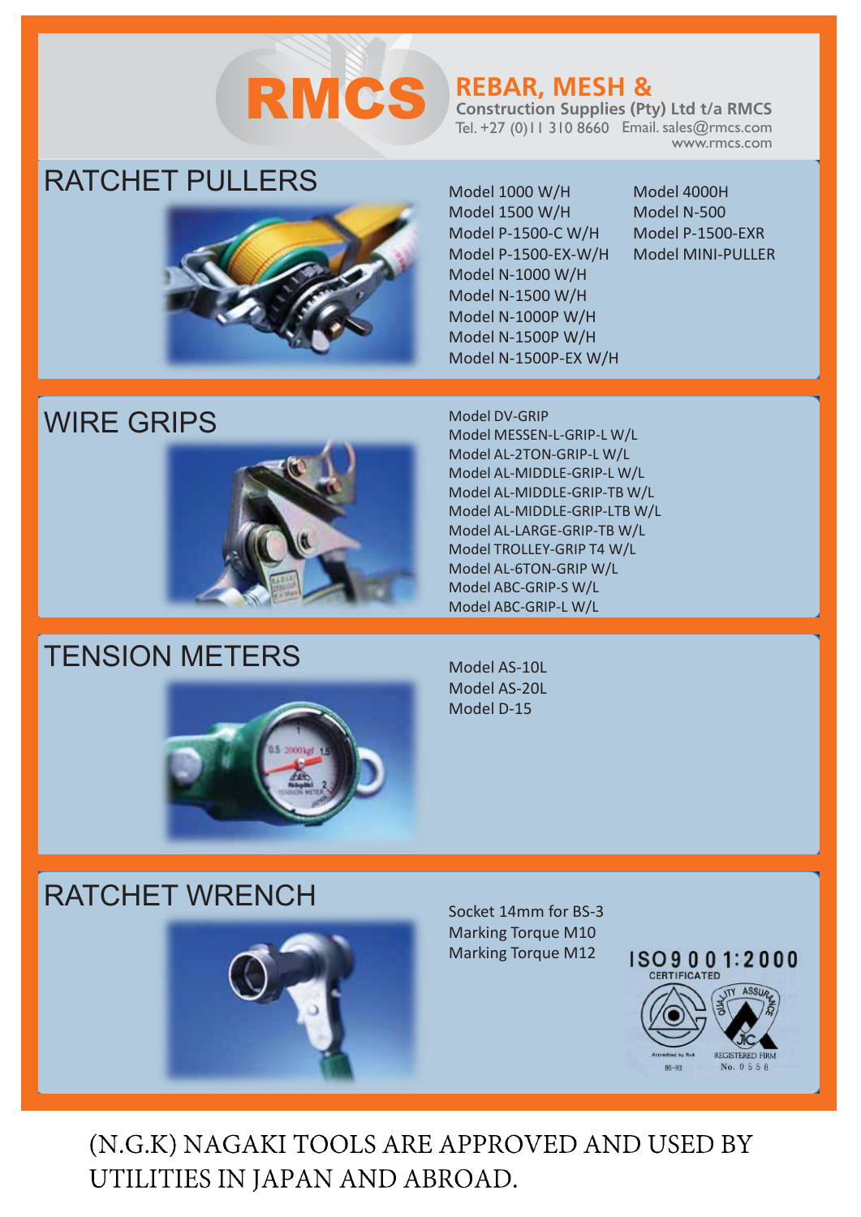# RMCS

**REBAR, MESH &**
**Construction Supplies (Pty) Ltd t/a RMCS**
Tel. +27 (0)11 310 8660 Email. sales@rmcs.com
www.rmcs.com

## RATCHET PULLERS

- Model 1000 W/H
- Model 1500 W/H
- Model P-1500-C W/H
- Model P-1500-EX-W/H
- Model N-1000 W/H
- Model N-1500 W/H
- Model N-1000P W/H
- Model N-1500P W/H
- Model N-1500P-EX W/H
- Model 4000H
- Model N-500
- Model P-1500-EXR
- Model MINI-PULLER

## WIRE GRIPS

- Model DV-GRIP
- Model MESSEN-L-GRIP-L W/L
- Model AL-2TON-GRIP-L W/L
- Model AL-MIDDLE-GRIP-L W/L
- Model AL-MIDDLE-GRIP-TB W/L
- Model AL-MIDDLE-GRIP-LTB W/L
- Model AL-LARGE-GRIP-TB W/L
- Model TROLLEY-GRIP T4 W/L
- Model AL-6TON-GRIP W/L
- Model ABC-GRIP-S W/L
- Model ABC-GRIP-L W/L

## TENSION METERS

- Model AS-10L
- Model AS-20L
- Model D-15

## RATCHET WRENCH

- Socket 14mm for BS-3
- Marking Torque M10
- Marking Torque M12

ISO9001:2000
CERTIFICATED
REGISTERED FIRM
No. 0558

(N.G.K) NAGAKI TOOLS ARE APPROVED AND USED BY UTILITIES IN JAPAN AND ABROAD.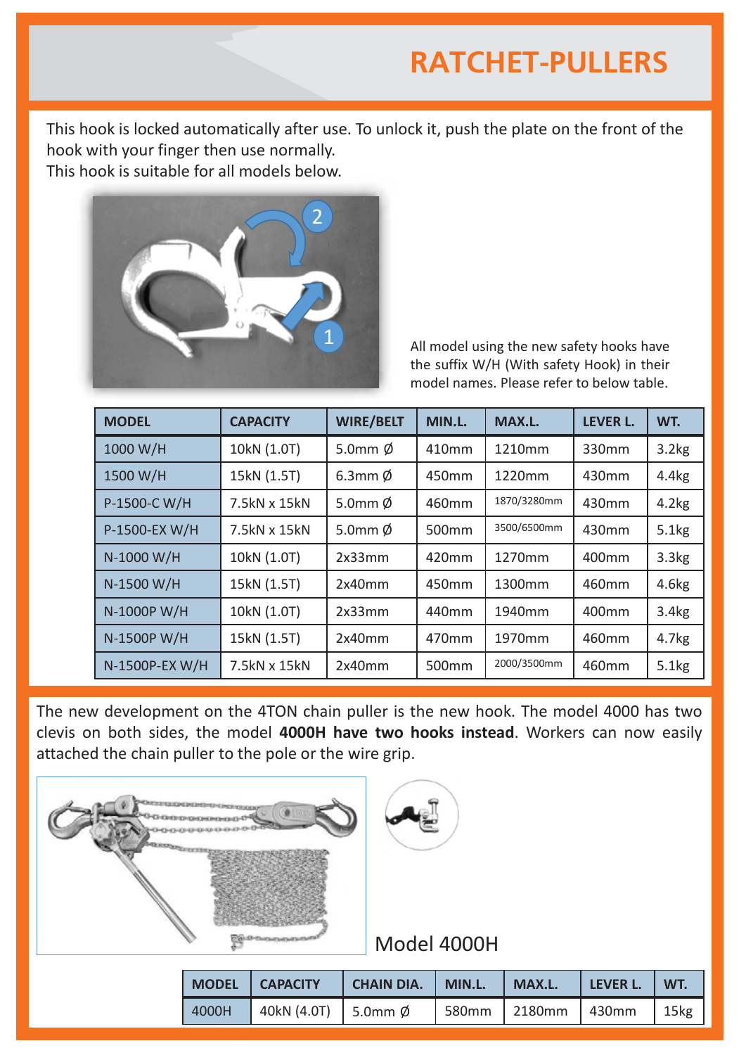# RATCHET-PULLERS

This hook is locked automatically after use. To unlock it, push the plate on the front of the hook with your finger then use normally.
This hook is suitable for all models below.

All model using the new safety hooks have the suffix W/H (With safety Hook) in their model names. Please refer to below table.

| MODEL | CAPACITY | WIRE/BELT | MIN.L. | MAX.L. | LEVER L. | WT. |
|---|---|---|---|---|---|---|
| 1000 W/H | 10kN (1.0T) | 5.0mm Ø | 410mm | 1210mm | 330mm | 3.2kg |
| 1500 W/H | 15kN (1.5T) | 6.3mm Ø | 450mm | 1220mm | 430mm | 4.4kg |
| P-1500-C W/H | 7.5kN x 15kN | 5.0mm Ø | 460mm | 1870/3280mm | 430mm | 4.2kg |
| P-1500-EX W/H | 7.5kN x 15kN | 5.0mm Ø | 500mm | 3500/6500mm | 430mm | 5.1kg |
| N-1000 W/H | 10kN (1.0T) | 2x33mm | 420mm | 1270mm | 400mm | 3.3kg |
| N-1500 W/H | 15kN (1.5T) | 2x40mm | 450mm | 1300mm | 460mm | 4.6kg |
| N-1000P W/H | 10kN (1.0T) | 2x33mm | 440mm | 1940mm | 400mm | 3.4kg |
| N-1500P W/H | 15kN (1.5T) | 2x40mm | 470mm | 1970mm | 460mm | 4.7kg |
| N-1500P-EX W/H | 7.5kN x 15kN | 2x40mm | 500mm | 2000/3500mm | 460mm | 5.1kg |

The new development on the 4TON chain puller is the new hook. The model 4000 has two clevis on both sides, the model **4000H have two hooks instead**. Workers can now easily attached the chain puller to the pole or the wire grip.

Model 4000H

| MODEL | CAPACITY | CHAIN DIA. | MIN.L. | MAX.L. | LEVER L. | WT. |
|---|---|---|---|---|---|---|
| 4000H | 40kN (4.0T) | 5.0mm Ø | 580mm | 2180mm | 430mm | 15kg |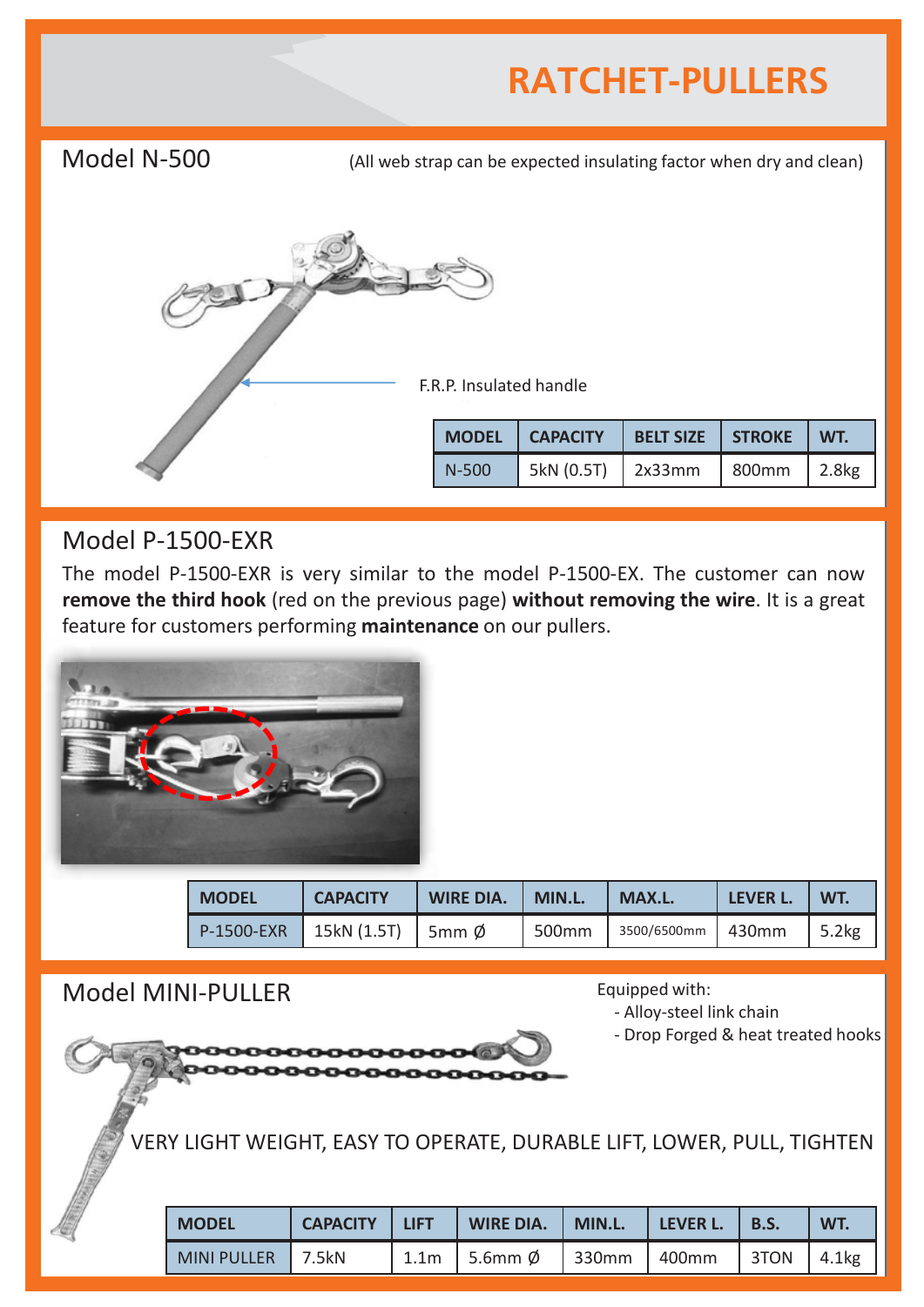# RATCHET-PULLERS

## Model N-500

(All web strap can be expected insulating factor when dry and clean)

F.R.P. Insulated handle

| MODEL | CAPACITY | BELT SIZE | STROKE | WT. |
| --- | --- | --- | --- | --- |
| N-500 | 5kN (0.5T) | 2x33mm | 800mm | 2.8kg |

## Model P-1500-EXR

The model P-1500-EXR is very similar to the model P-1500-EX. The customer can now **remove the third hook** (red on the previous page) **without removing the wire**. It is a great feature for customers performing **maintenance** on our pullers.

| MODEL | CAPACITY | WIRE DIA. | MIN.L. | MAX.L. | LEVER L. | WT. |
| --- | --- | --- | --- | --- | --- | --- |
| P-1500-EXR | 15kN (1.5T) | 5mm Ø | 500mm | 3500/6500mm | 430mm | 5.2kg |

## Model MINI-PULLER

Equipped with:
- Alloy-steel link chain
- Drop Forged & heat treated hooks

VERY LIGHT WEIGHT, EASY TO OPERATE, DURABLE LIFT, LOWER, PULL, TIGHTEN

| MODEL | CAPACITY | LIFT | WIRE DIA. | MIN.L. | LEVER L. | B.S. | WT. |
| --- | --- | --- | --- | --- | --- | --- | --- |
| MINI PULLER | 7.5kN | 1.1m | 5.6mm Ø | 330mm | 400mm | 3TON | 4.1kg |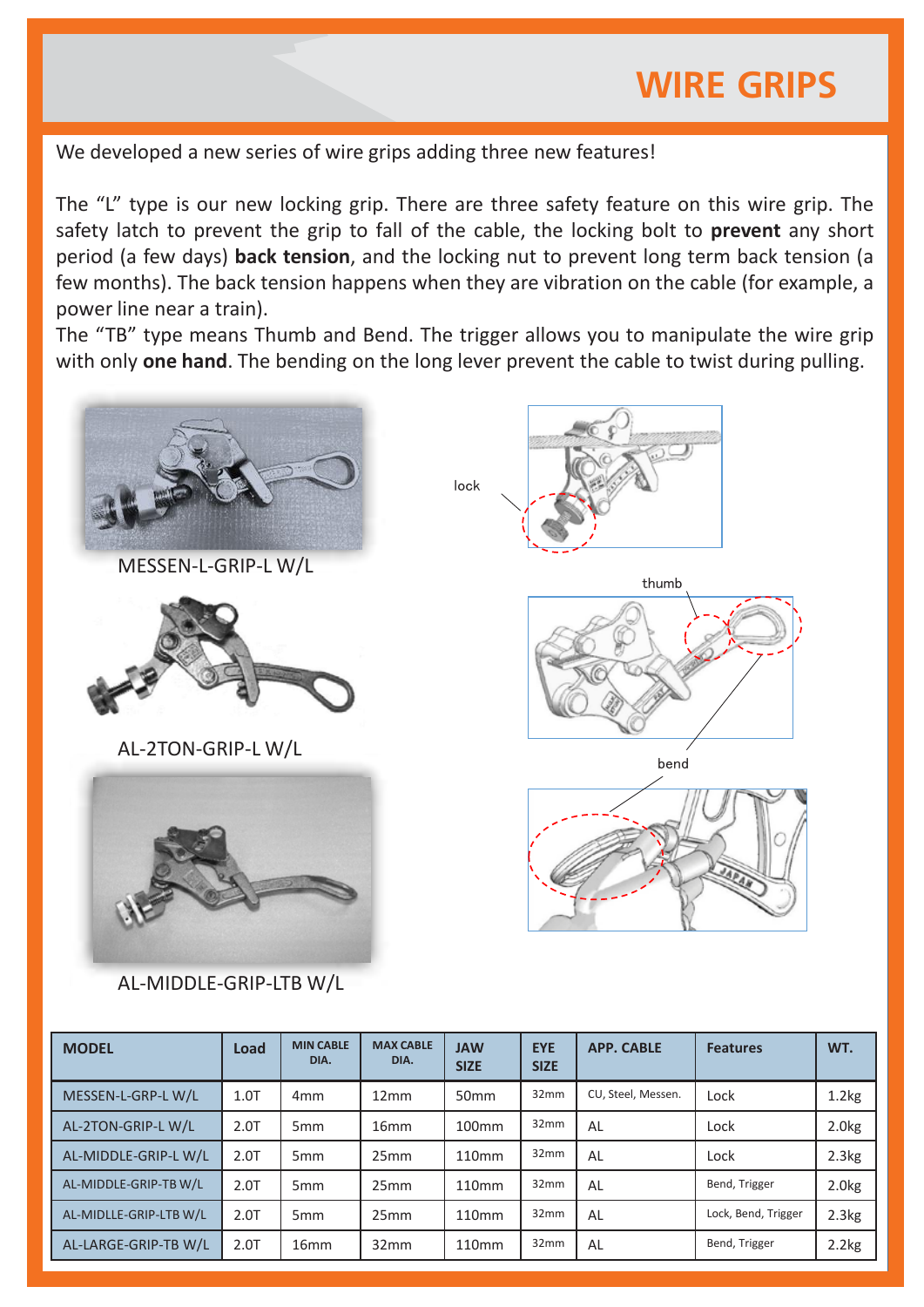# WIRE GRIPS

We developed a new series of wire grips adding three new features!

The “L” type is our new locking grip. There are three safety feature on this wire grip. The safety latch to prevent the grip to fall of the cable, the locking bolt to **prevent** any short period (a few days) **back tension**, and the locking nut to prevent long term back tension (a few months). The back tension happens when they are vibration on the cable (for example, a power line near a train).

The “TB” type means Thumb and Bend. The trigger allows you to manipulate the wire grip with only **one hand**. The bending on the long lever prevent the cable to twist during pulling.

MESSEN-L-GRIP-L W/L

lock

AL-2TON-GRIP-L W/L

thumb

bend

AL-MIDDLE-GRIP-LTB W/L

| MODEL | Load | MIN CABLE DIA. | MAX CABLE DIA. | JAW SIZE | EYE SIZE | APP. CABLE | Features | WT. |
|---|---|---|---|---|---|---|---|---|
| MESSEN-L-GRP-L W/L | 1.0T | 4mm | 12mm | 50mm | 32mm | CU, Steel, Messen. | Lock | 1.2kg |
| AL-2TON-GRIP-L W/L | 2.0T | 5mm | 16mm | 100mm | 32mm | AL | Lock | 2.0kg |
| AL-MIDDLE-GRIP-L W/L | 2.0T | 5mm | 25mm | 110mm | 32mm | AL | Lock | 2.3kg |
| AL-MIDDLE-GRIP-TB W/L | 2.0T | 5mm | 25mm | 110mm | 32mm | AL | Bend, Trigger | 2.0kg |
| AL-MIDLLE-GRIP-LTB W/L | 2.0T | 5mm | 25mm | 110mm | 32mm | AL | Lock, Bend, Trigger | 2.3kg |
| AL-LARGE-GRIP-TB W/L | 2.0T | 16mm | 32mm | 110mm | 32mm | AL | Bend, Trigger | 2.2kg |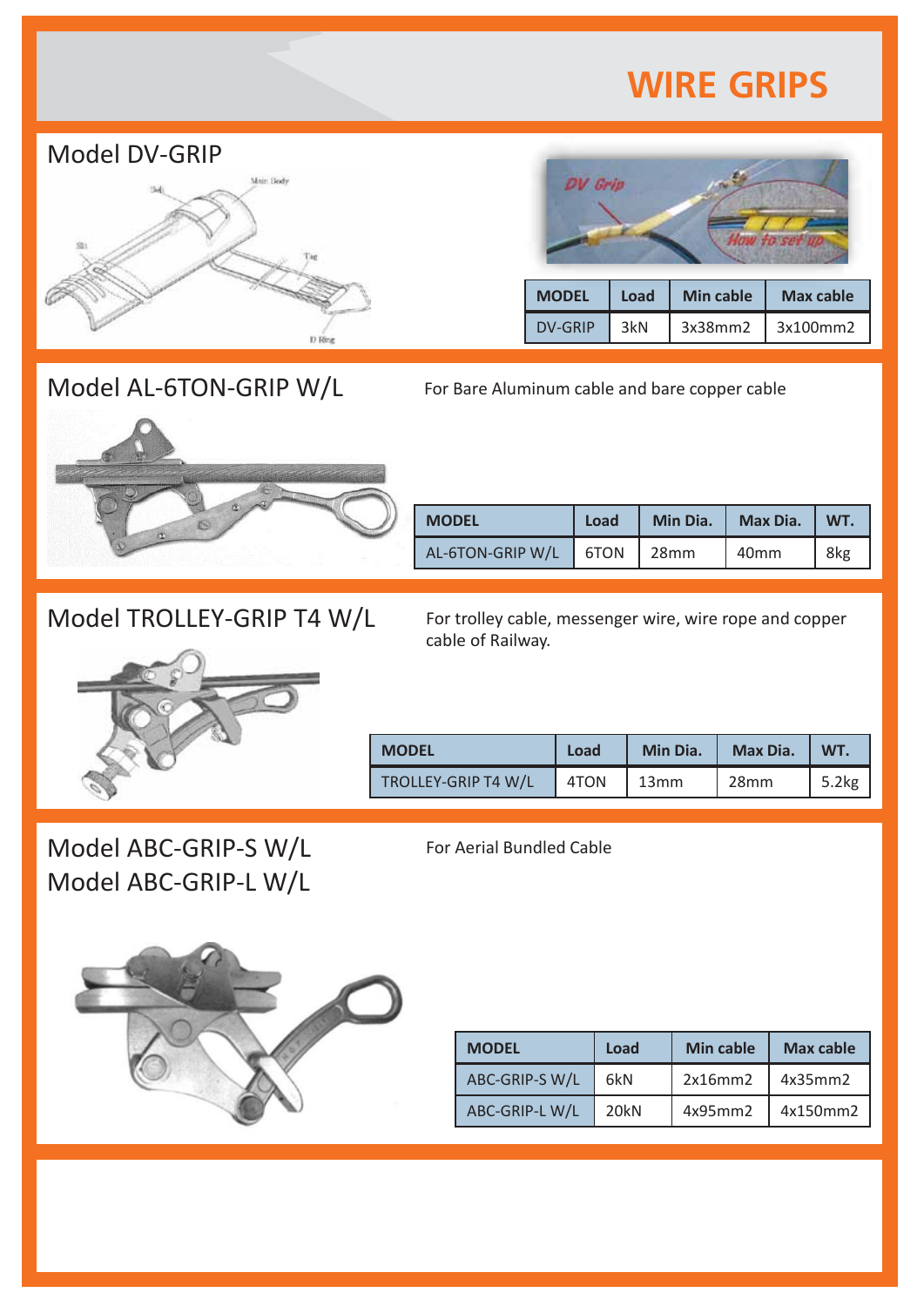# WIRE GRIPS

## Model DV-GRIP

| MODEL | Load | Min cable | Max cable |
|---|---|---|---|
| DV-GRIP | 3kN | 3x38mm2 | 3x100mm2 |

## Model AL-6TON-GRIP W/L

For Bare Aluminum cable and bare copper cable

| MODEL | Load | Min Dia. | Max Dia. | WT. |
|---|---|---|---|---|
| AL-6TON-GRIP W/L | 6TON | 28mm | 40mm | 8kg |

## Model TROLLEY-GRIP T4 W/L

For trolley cable, messenger wire, wire rope and copper cable of Railway.

| MODEL | Load | Min Dia. | Max Dia. | WT. |
|---|---|---|---|---|
| TROLLEY-GRIP T4 W/L | 4TON | 13mm | 28mm | 5.2kg |

## Model ABC-GRIP-S W/L
## Model ABC-GRIP-L W/L

For Aerial Bundled Cable

| MODEL | Load | Min cable | Max cable |
|---|---|---|---|
| ABC-GRIP-S W/L | 6kN | 2x16mm2 | 4x35mm2 |
| ABC-GRIP-L W/L | 20kN | 4x95mm2 | 4x150mm2 |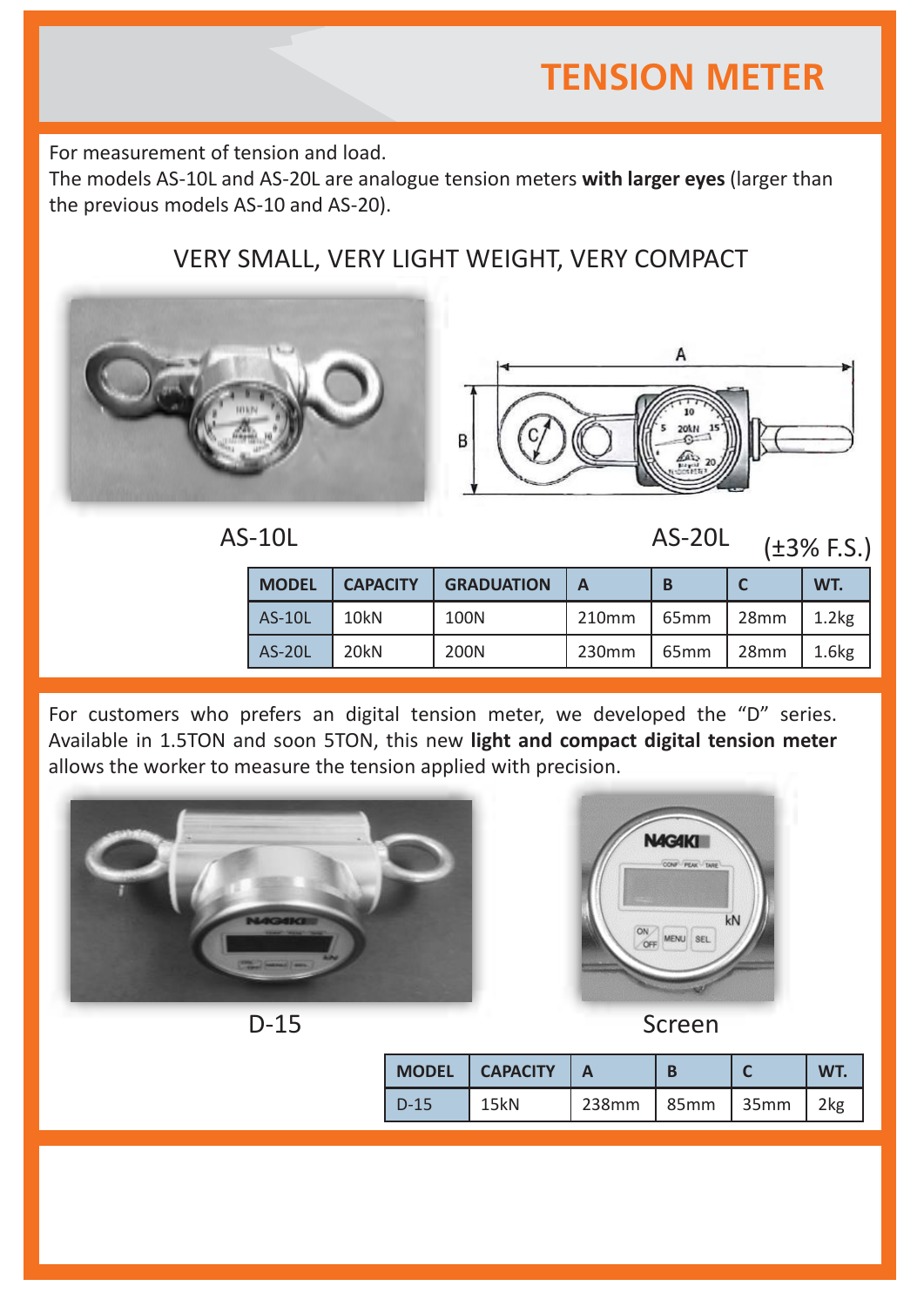# TENSION METER

For measurement of tension and load.
The models AS-10L and AS-20L are analogue tension meters **with larger eyes** (larger than the previous models AS-10 and AS-20).

VERY SMALL, VERY LIGHT WEIGHT, VERY COMPACT

AS-10L

AS-20L

(±3% F.S.)

| MODEL | CAPACITY | GRADUATION | A | B | C | WT. |
|---|---|---|---|---|---|---|
| AS-10L | 10kN | 100N | 210mm | 65mm | 28mm | 1.2kg |
| AS-20L | 20kN | 200N | 230mm | 65mm | 28mm | 1.6kg |

For customers who prefers an digital tension meter, we developed the "D" series. Available in 1.5TON and soon 5TON, this new **light and compact digital tension meter** allows the worker to measure the tension applied with precision.

D-15

Screen

| MODEL | CAPACITY | A | B | C | WT. |
|---|---|---|---|---|---|
| D-15 | 15kN | 238mm | 85mm | 35mm | 2kg |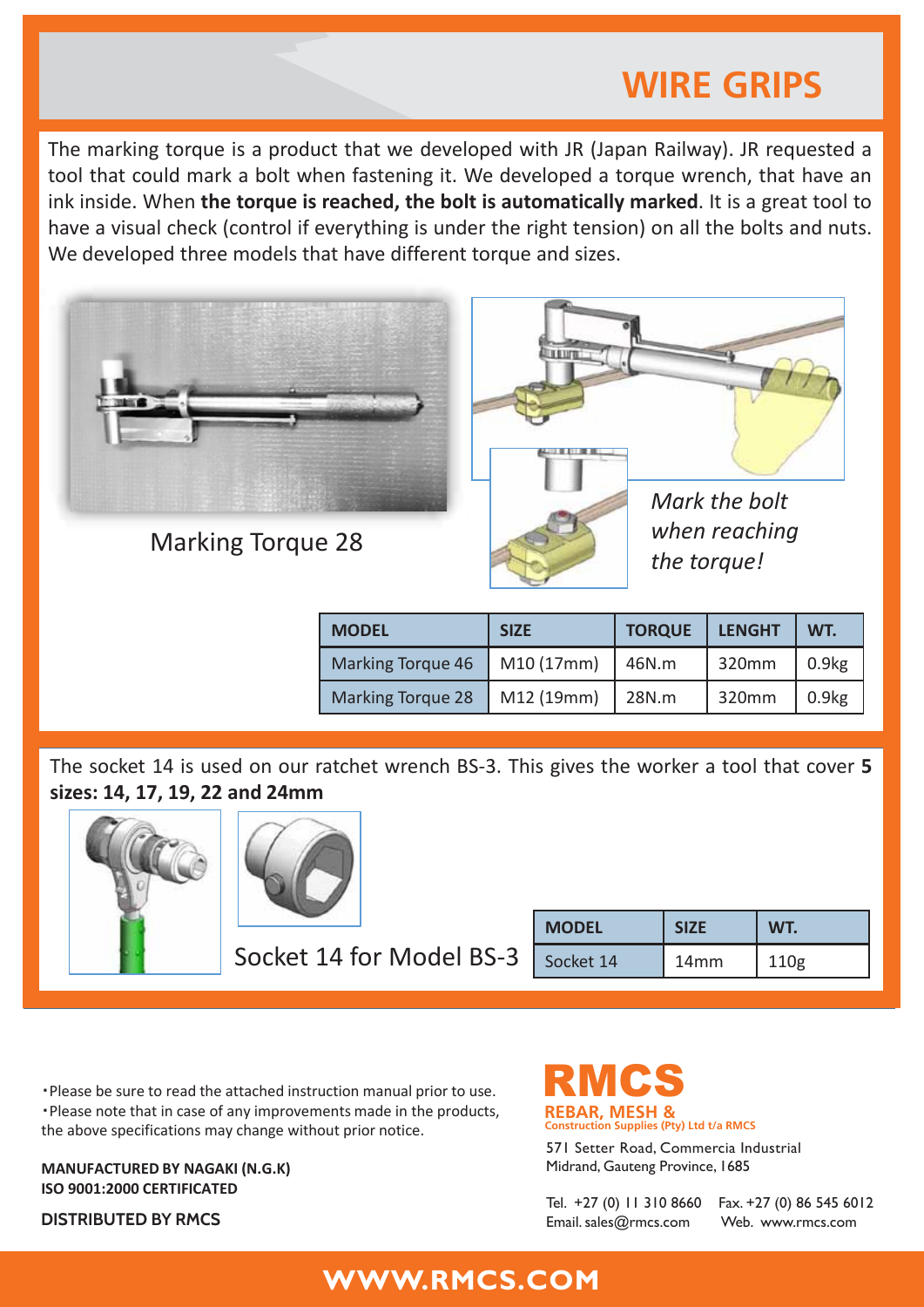# WIRE GRIPS

The marking torque is a product that we developed with JR (Japan Railway). JR requested a tool that could mark a bolt when fastening it. We developed a torque wrench, that have an ink inside. When **the torque is reached, the bolt is automatically marked**. It is a great tool to have a visual check (control if everything is under the right tension) on all the bolts and nuts. We developed three models that have different torque and sizes.

Marking Torque 28

*Mark the bolt when reaching the torque!*

| MODEL | SIZE | TORQUE | LENGHT | WT. |
|---|---|---|---|---|
| Marking Torque 46 | M10 (17mm) | 46N.m | 320mm | 0.9kg |
| Marking Torque 28 | M12 (19mm) | 28N.m | 320mm | 0.9kg |

The socket 14 is used on our ratchet wrench BS-3. This gives the worker a tool that cover **5 sizes: 14, 17, 19, 22 and 24mm**

Socket 14 for Model BS-3

| MODEL | SIZE | WT. |
|---|---|---|
| Socket 14 | 14mm | 110g |

・Please be sure to read the attached instruction manual prior to use.
・Please note that in case of any improvements made in the products, the above specifications may change without prior notice.

**MANUFACTURED BY NAGAKI (N.G.K)**
**ISO 9001:2000 CERTIFICATED**

**DISTRIBUTED BY RMCS**

**RMCS**
**REBAR, MESH &**
**Construction Supplies (Pty) Ltd t/a RMCS**

571 Setter Road, Commercia Industrial
Midrand, Gauteng Province, 1685

Tel. +27 (0) 11 310 8660 Fax. +27 (0) 86 545 6012
Email. sales@rmcs.com Web. www.rmcs.com

**WWW.RMCS.COM**